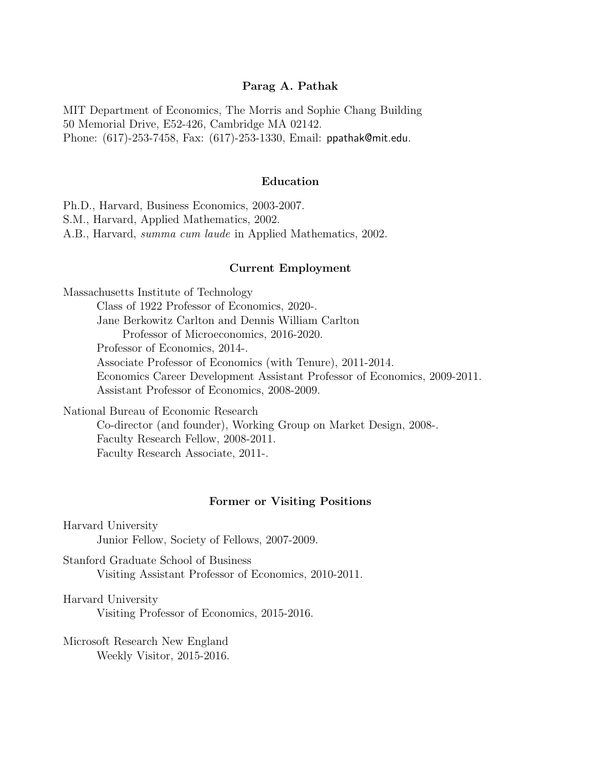# Parag A. Pathak

MIT Department of Economics, The Morris and Sophie Chang Building
50 Memorial Drive, E52-426, Cambridge MA 02142.
Phone: (617)-253-7458, Fax: (617)-253-1330, Email: ppathak@mit.edu.

## Education

Ph.D., Harvard, Business Economics, 2003-2007.
S.M., Harvard, Applied Mathematics, 2002.
A.B., Harvard, *summa cum laude* in Applied Mathematics, 2002.

## Current Employment

Massachusetts Institute of Technology
- Class of 1922 Professor of Economics, 2020-.
- Jane Berkowitz Carlton and Dennis William Carlton Professor of Microeconomics, 2016-2020.
- Professor of Economics, 2014-.
- Associate Professor of Economics (with Tenure), 2011-2014.
- Economics Career Development Assistant Professor of Economics, 2009-2011.
- Assistant Professor of Economics, 2008-2009.

National Bureau of Economic Research
- Co-director (and founder), Working Group on Market Design, 2008-.
- Faculty Research Fellow, 2008-2011.
- Faculty Research Associate, 2011-.

## Former or Visiting Positions

Harvard University
- Junior Fellow, Society of Fellows, 2007-2009.

Stanford Graduate School of Business
- Visiting Assistant Professor of Economics, 2010-2011.

Harvard University
- Visiting Professor of Economics, 2015-2016.

Microsoft Research New England
- Weekly Visitor, 2015-2016.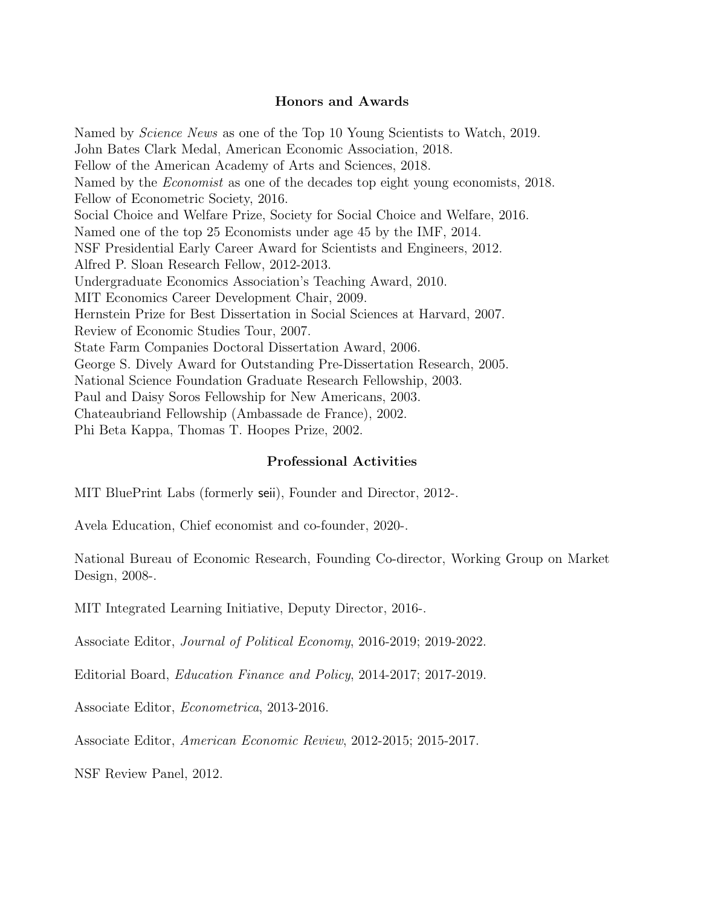## Honors and Awards

Named by *Science News* as one of the Top 10 Young Scientists to Watch, 2019.
John Bates Clark Medal, American Economic Association, 2018.
Fellow of the American Academy of Arts and Sciences, 2018.
Named by the *Economist* as one of the decades top eight young economists, 2018.
Fellow of Econometric Society, 2016.
Social Choice and Welfare Prize, Society for Social Choice and Welfare, 2016.
Named one of the top 25 Economists under age 45 by the IMF, 2014.
NSF Presidential Early Career Award for Scientists and Engineers, 2012.
Alfred P. Sloan Research Fellow, 2012-2013.
Undergraduate Economics Association's Teaching Award, 2010.
MIT Economics Career Development Chair, 2009.
Hernstein Prize for Best Dissertation in Social Sciences at Harvard, 2007.
Review of Economic Studies Tour, 2007.
State Farm Companies Doctoral Dissertation Award, 2006.
George S. Dively Award for Outstanding Pre-Dissertation Research, 2005.
National Science Foundation Graduate Research Fellowship, 2003.
Paul and Daisy Soros Fellowship for New Americans, 2003.
Chateaubriand Fellowship (Ambassade de France), 2002.
Phi Beta Kappa, Thomas T. Hoopes Prize, 2002.

## Professional Activities

MIT BluePrint Labs (formerly seii), Founder and Director, 2012-.

Avela Education, Chief economist and co-founder, 2020-.

National Bureau of Economic Research, Founding Co-director, Working Group on Market Design, 2008-.

MIT Integrated Learning Initiative, Deputy Director, 2016-.

Associate Editor, *Journal of Political Economy*, 2016-2019; 2019-2022.

Editorial Board, *Education Finance and Policy*, 2014-2017; 2017-2019.

Associate Editor, *Econometrica*, 2013-2016.

Associate Editor, *American Economic Review*, 2012-2015; 2015-2017.

NSF Review Panel, 2012.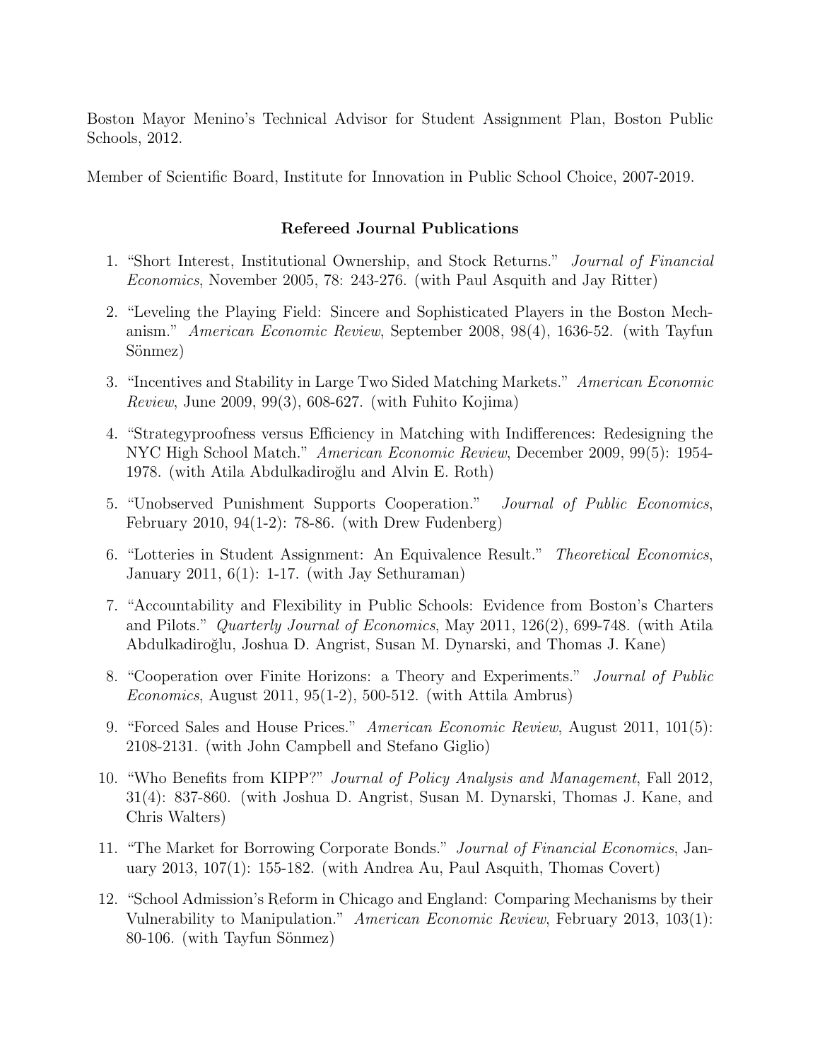Boston Mayor Menino's Technical Advisor for Student Assignment Plan, Boston Public Schools, 2012.

Member of Scientific Board, Institute for Innovation in Public School Choice, 2007-2019.

### Refereed Journal Publications

1. "Short Interest, Institutional Ownership, and Stock Returns." *Journal of Financial Economics*, November 2005, 78: 243-276. (with Paul Asquith and Jay Ritter)

2. "Leveling the Playing Field: Sincere and Sophisticated Players in the Boston Mechanism." *American Economic Review*, September 2008, 98(4), 1636-52. (with Tayfun Sönmez)

3. "Incentives and Stability in Large Two Sided Matching Markets." *American Economic Review*, June 2009, 99(3), 608-627. (with Fuhito Kojima)

4. "Strategyproofness versus Efficiency in Matching with Indifferences: Redesigning the NYC High School Match." *American Economic Review*, December 2009, 99(5): 1954-1978. (with Atila Abdulkadiroğlu and Alvin E. Roth)

5. "Unobserved Punishment Supports Cooperation." *Journal of Public Economics*, February 2010, 94(1-2): 78-86. (with Drew Fudenberg)

6. "Lotteries in Student Assignment: An Equivalence Result." *Theoretical Economics*, January 2011, 6(1): 1-17. (with Jay Sethuraman)

7. "Accountability and Flexibility in Public Schools: Evidence from Boston's Charters and Pilots." *Quarterly Journal of Economics*, May 2011, 126(2), 699-748. (with Atila Abdulkadiroğlu, Joshua D. Angrist, Susan M. Dynarski, and Thomas J. Kane)

8. "Cooperation over Finite Horizons: a Theory and Experiments." *Journal of Public Economics*, August 2011, 95(1-2), 500-512. (with Attila Ambrus)

9. "Forced Sales and House Prices." *American Economic Review*, August 2011, 101(5): 2108-2131. (with John Campbell and Stefano Giglio)

10. "Who Benefits from KIPP?" *Journal of Policy Analysis and Management*, Fall 2012, 31(4): 837-860. (with Joshua D. Angrist, Susan M. Dynarski, Thomas J. Kane, and Chris Walters)

11. "The Market for Borrowing Corporate Bonds." *Journal of Financial Economics*, January 2013, 107(1): 155-182. (with Andrea Au, Paul Asquith, Thomas Covert)

12. "School Admission's Reform in Chicago and England: Comparing Mechanisms by their Vulnerability to Manipulation." *American Economic Review*, February 2013, 103(1): 80-106. (with Tayfun Sönmez)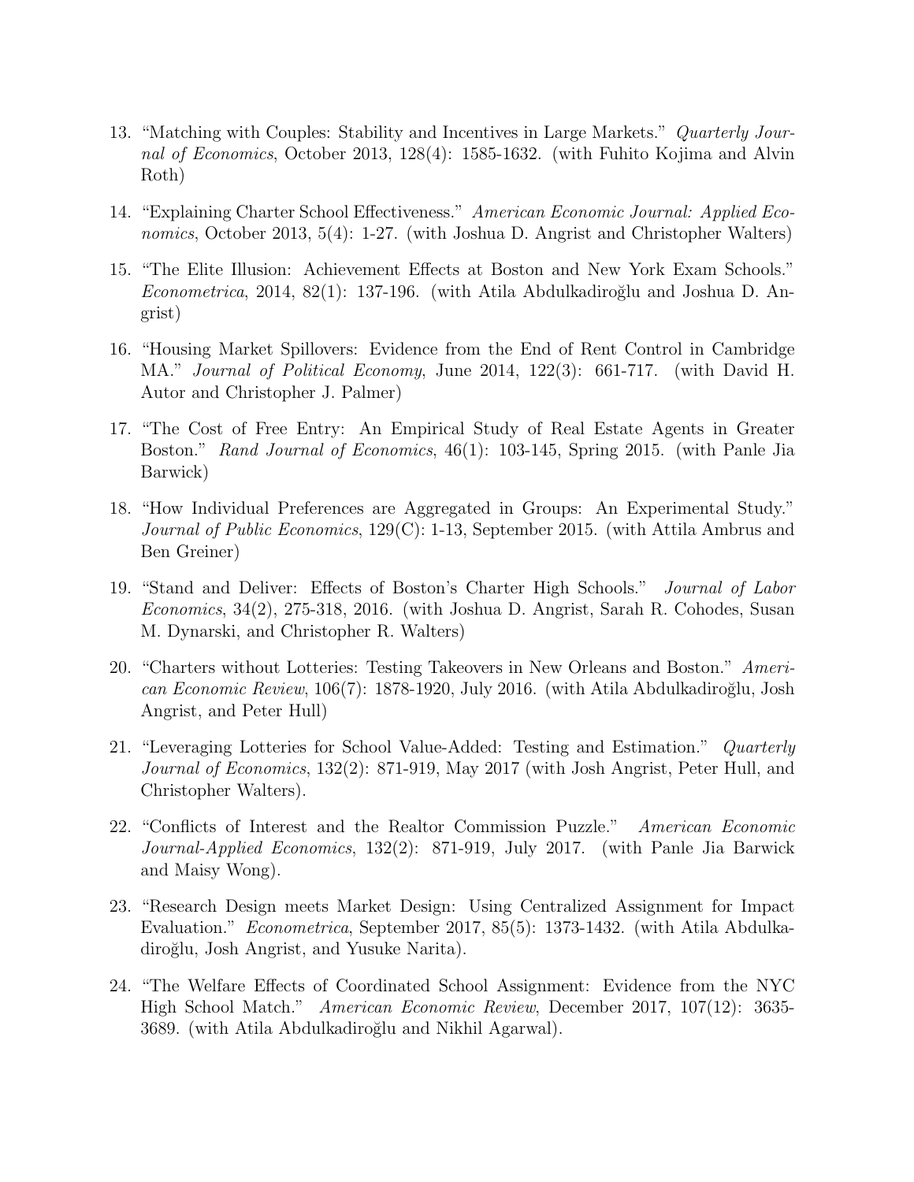13. "Matching with Couples: Stability and Incentives in Large Markets." *Quarterly Journal of Economics*, October 2013, 128(4): 1585-1632. (with Fuhito Kojima and Alvin Roth)

14. "Explaining Charter School Effectiveness." *American Economic Journal: Applied Economics*, October 2013, 5(4): 1-27. (with Joshua D. Angrist and Christopher Walters)

15. "The Elite Illusion: Achievement Effects at Boston and New York Exam Schools." *Econometrica*, 2014, 82(1): 137-196. (with Atila Abdulkadiroğlu and Joshua D. Angrist)

16. "Housing Market Spillovers: Evidence from the End of Rent Control in Cambridge MA." *Journal of Political Economy*, June 2014, 122(3): 661-717. (with David H. Autor and Christopher J. Palmer)

17. "The Cost of Free Entry: An Empirical Study of Real Estate Agents in Greater Boston." *Rand Journal of Economics*, 46(1): 103-145, Spring 2015. (with Panle Jia Barwick)

18. "How Individual Preferences are Aggregated in Groups: An Experimental Study." *Journal of Public Economics*, 129(C): 1-13, September 2015. (with Attila Ambrus and Ben Greiner)

19. "Stand and Deliver: Effects of Boston's Charter High Schools." *Journal of Labor Economics*, 34(2), 275-318, 2016. (with Joshua D. Angrist, Sarah R. Cohodes, Susan M. Dynarski, and Christopher R. Walters)

20. "Charters without Lotteries: Testing Takeovers in New Orleans and Boston." *American Economic Review*, 106(7): 1878-1920, July 2016. (with Atila Abdulkadiroğlu, Josh Angrist, and Peter Hull)

21. "Leveraging Lotteries for School Value-Added: Testing and Estimation." *Quarterly Journal of Economics*, 132(2): 871-919, May 2017 (with Josh Angrist, Peter Hull, and Christopher Walters).

22. "Conflicts of Interest and the Realtor Commission Puzzle." *American Economic Journal-Applied Economics*, 132(2): 871-919, July 2017. (with Panle Jia Barwick and Maisy Wong).

23. "Research Design meets Market Design: Using Centralized Assignment for Impact Evaluation." *Econometrica*, September 2017, 85(5): 1373-1432. (with Atila Abdulkadiroğlu, Josh Angrist, and Yusuke Narita).

24. "The Welfare Effects of Coordinated School Assignment: Evidence from the NYC High School Match." *American Economic Review*, December 2017, 107(12): 3635-3689. (with Atila Abdulkadiroğlu and Nikhil Agarwal).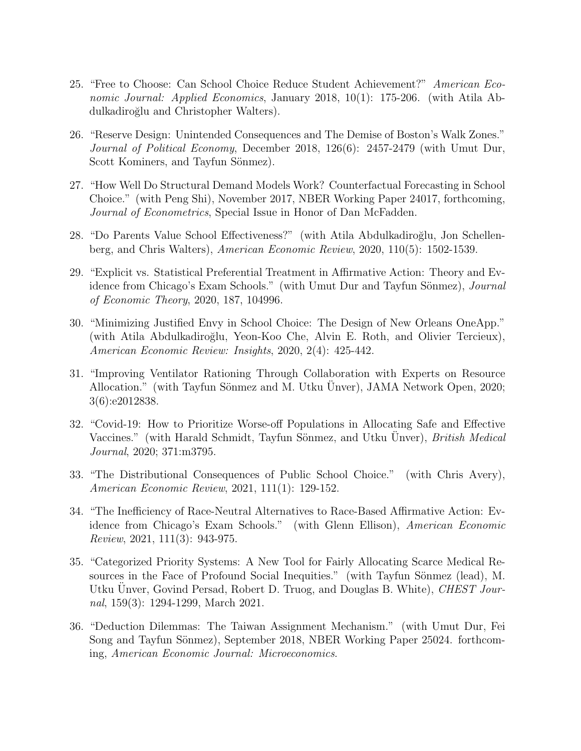25. "Free to Choose: Can School Choice Reduce Student Achievement?" *American Economic Journal: Applied Economics*, January 2018, 10(1): 175-206. (with Atila Abdulkadiroğlu and Christopher Walters).

26. "Reserve Design: Unintended Consequences and The Demise of Boston's Walk Zones." *Journal of Political Economy*, December 2018, 126(6): 2457-2479 (with Umut Dur, Scott Kominers, and Tayfun Sönmez).

27. "How Well Do Structural Demand Models Work? Counterfactual Forecasting in School Choice." (with Peng Shi), November 2017, NBER Working Paper 24017, forthcoming, *Journal of Econometrics*, Special Issue in Honor of Dan McFadden.

28. "Do Parents Value School Effectiveness?" (with Atila Abdulkadiroğlu, Jon Schellenberg, and Chris Walters), *American Economic Review*, 2020, 110(5): 1502-1539.

29. "Explicit vs. Statistical Preferential Treatment in Affirmative Action: Theory and Evidence from Chicago's Exam Schools." (with Umut Dur and Tayfun Sönmez), *Journal of Economic Theory*, 2020, 187, 104996.

30. "Minimizing Justified Envy in School Choice: The Design of New Orleans OneApp." (with Atila Abdulkadiroğlu, Yeon-Koo Che, Alvin E. Roth, and Olivier Tercieux), *American Economic Review: Insights*, 2020, 2(4): 425-442.

31. "Improving Ventilator Rationing Through Collaboration with Experts on Resource Allocation." (with Tayfun Sönmez and M. Utku Ünver), JAMA Network Open, 2020; 3(6):e2012838.

32. "Covid-19: How to Prioritize Worse-off Populations in Allocating Safe and Effective Vaccines." (with Harald Schmidt, Tayfun Sönmez, and Utku Ünver), *British Medical Journal*, 2020; 371:m3795.

33. "The Distributional Consequences of Public School Choice." (with Chris Avery), *American Economic Review*, 2021, 111(1): 129-152.

34. "The Inefficiency of Race-Neutral Alternatives to Race-Based Affirmative Action: Evidence from Chicago's Exam Schools." (with Glenn Ellison), *American Economic Review*, 2021, 111(3): 943-975.

35. "Categorized Priority Systems: A New Tool for Fairly Allocating Scarce Medical Resources in the Face of Profound Social Inequities." (with Tayfun Sönmez (lead), M. Utku Ünver, Govind Persad, Robert D. Truog, and Douglas B. White), *CHEST Journal*, 159(3): 1294-1299, March 2021.

36. "Deduction Dilemmas: The Taiwan Assignment Mechanism." (with Umut Dur, Fei Song and Tayfun Sönmez), September 2018, NBER Working Paper 25024. forthcoming, *American Economic Journal: Microeconomics*.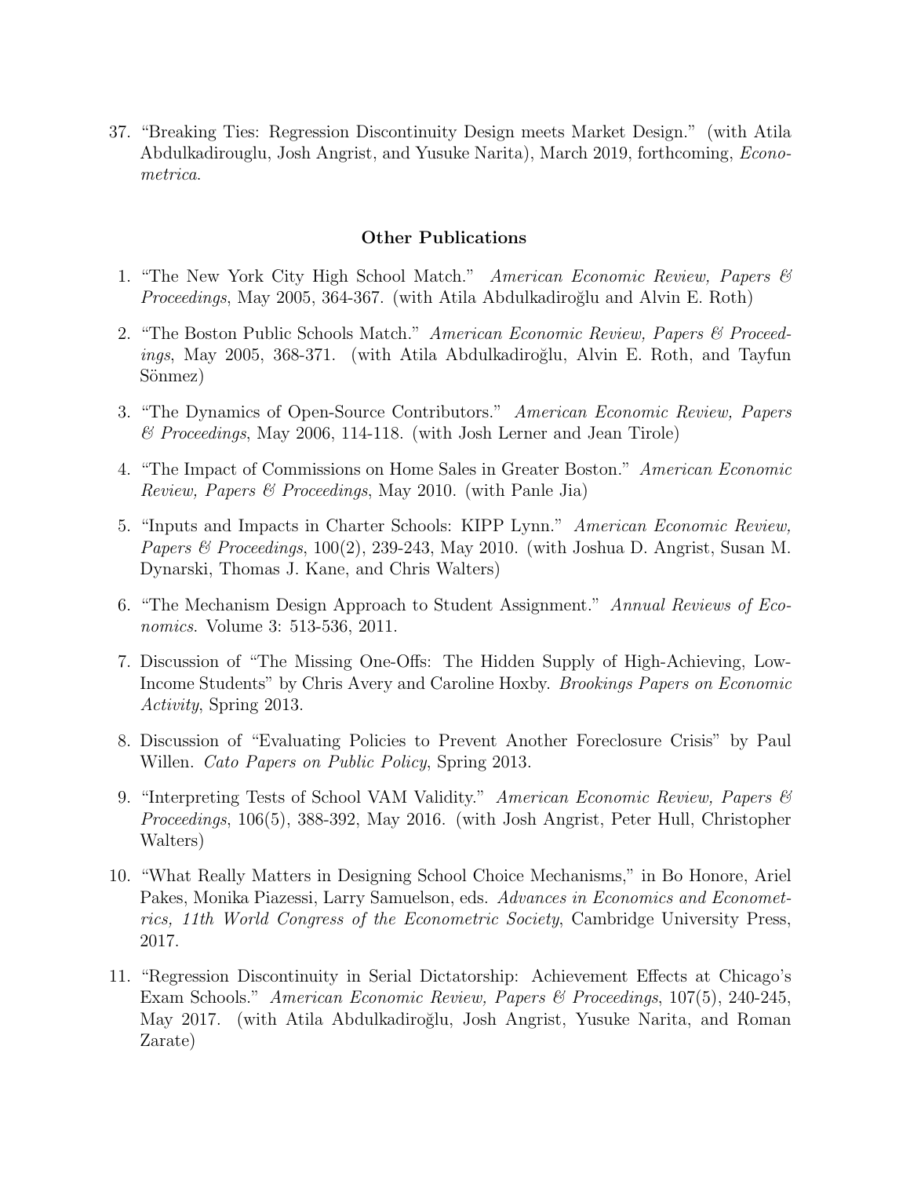37. "Breaking Ties: Regression Discontinuity Design meets Market Design." (with Atila Abdulkadirouglu, Josh Angrist, and Yusuke Narita), March 2019, forthcoming, *Econometrica*.

### Other Publications

1. "The New York City High School Match." *American Economic Review, Papers & Proceedings*, May 2005, 364-367. (with Atila Abdulkadiroğlu and Alvin E. Roth)
2. "The Boston Public Schools Match." *American Economic Review, Papers & Proceedings*, May 2005, 368-371. (with Atila Abdulkadiroğlu, Alvin E. Roth, and Tayfun Sönmez)
3. "The Dynamics of Open-Source Contributors." *American Economic Review, Papers & Proceedings*, May 2006, 114-118. (with Josh Lerner and Jean Tirole)
4. "The Impact of Commissions on Home Sales in Greater Boston." *American Economic Review, Papers & Proceedings*, May 2010. (with Panle Jia)
5. "Inputs and Impacts in Charter Schools: KIPP Lynn." *American Economic Review, Papers & Proceedings*, 100(2), 239-243, May 2010. (with Joshua D. Angrist, Susan M. Dynarski, Thomas J. Kane, and Chris Walters)
6. "The Mechanism Design Approach to Student Assignment." *Annual Reviews of Economics*. Volume 3: 513-536, 2011.
7. Discussion of "The Missing One-Offs: The Hidden Supply of High-Achieving, Low-Income Students" by Chris Avery and Caroline Hoxby. *Brookings Papers on Economic Activity*, Spring 2013.
8. Discussion of "Evaluating Policies to Prevent Another Foreclosure Crisis" by Paul Willen. *Cato Papers on Public Policy*, Spring 2013.
9. "Interpreting Tests of School VAM Validity." *American Economic Review, Papers & Proceedings*, 106(5), 388-392, May 2016. (with Josh Angrist, Peter Hull, Christopher Walters)
10. "What Really Matters in Designing School Choice Mechanisms," in Bo Honore, Ariel Pakes, Monika Piazessi, Larry Samuelson, eds. *Advances in Economics and Econometrics, 11th World Congress of the Econometric Society*, Cambridge University Press, 2017.
11. "Regression Discontinuity in Serial Dictatorship: Achievement Effects at Chicago's Exam Schools." *American Economic Review, Papers & Proceedings*, 107(5), 240-245, May 2017. (with Atila Abdulkadiroğlu, Josh Angrist, Yusuke Narita, and Roman Zarate)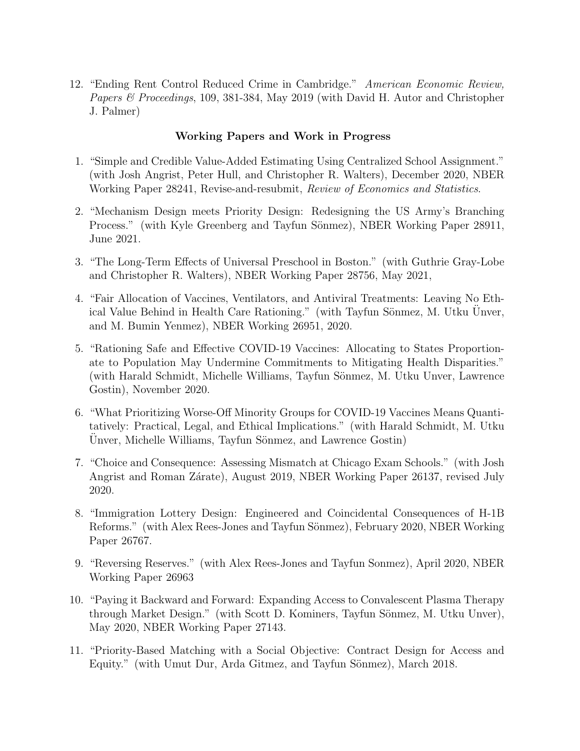12. "Ending Rent Control Reduced Crime in Cambridge." *American Economic Review, Papers & Proceedings*, 109, 381-384, May 2019 (with David H. Autor and Christopher J. Palmer)

**Working Papers and Work in Progress**

1. "Simple and Credible Value-Added Estimating Using Centralized School Assignment." (with Josh Angrist, Peter Hull, and Christopher R. Walters), December 2020, NBER Working Paper 28241, Revise-and-resubmit, *Review of Economics and Statistics*.
2. "Mechanism Design meets Priority Design: Redesigning the US Army's Branching Process." (with Kyle Greenberg and Tayfun Sönmez), NBER Working Paper 28911, June 2021.
3. "The Long-Term Effects of Universal Preschool in Boston." (with Guthrie Gray-Lobe and Christopher R. Walters), NBER Working Paper 28756, May 2021,
4. "Fair Allocation of Vaccines, Ventilators, and Antiviral Treatments: Leaving No Ethical Value Behind in Health Care Rationing." (with Tayfun Sönmez, M. Utku Ünver, and M. Bumin Yenmez), NBER Working 26951, 2020.
5. "Rationing Safe and Effective COVID-19 Vaccines: Allocating to States Proportionate to Population May Undermine Commitments to Mitigating Health Disparities." (with Harald Schmidt, Michelle Williams, Tayfun Sönmez, M. Utku Unver, Lawrence Gostin), November 2020.
6. "What Prioritizing Worse-Off Minority Groups for COVID-19 Vaccines Means Quantitatively: Practical, Legal, and Ethical Implications." (with Harald Schmidt, M. Utku Ünver, Michelle Williams, Tayfun Sönmez, and Lawrence Gostin)
7. "Choice and Consequence: Assessing Mismatch at Chicago Exam Schools." (with Josh Angrist and Roman Zárate), August 2019, NBER Working Paper 26137, revised July 2020.
8. "Immigration Lottery Design: Engineered and Coincidental Consequences of H-1B Reforms." (with Alex Rees-Jones and Tayfun Sönmez), February 2020, NBER Working Paper 26767.
9. "Reversing Reserves." (with Alex Rees-Jones and Tayfun Sonmez), April 2020, NBER Working Paper 26963
10. "Paying it Backward and Forward: Expanding Access to Convalescent Plasma Therapy through Market Design." (with Scott D. Kominers, Tayfun Sönmez, M. Utku Unver), May 2020, NBER Working Paper 27143.
11. "Priority-Based Matching with a Social Objective: Contract Design for Access and Equity." (with Umut Dur, Arda Gitmez, and Tayfun Sönmez), March 2018.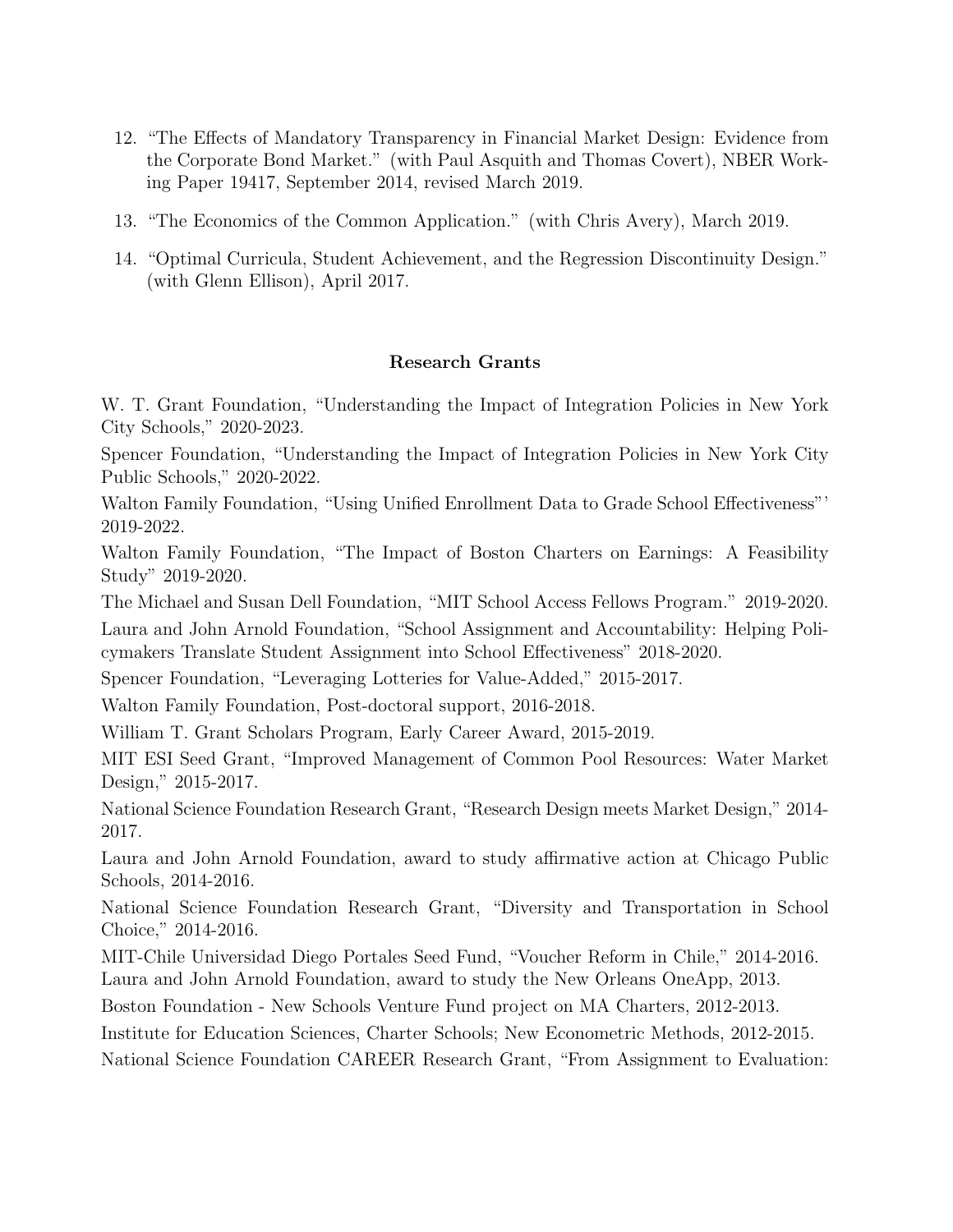12. "The Effects of Mandatory Transparency in Financial Market Design: Evidence from the Corporate Bond Market." (with Paul Asquith and Thomas Covert), NBER Working Paper 19417, September 2014, revised March 2019.

13. "The Economics of the Common Application." (with Chris Avery), March 2019.

14. "Optimal Curricula, Student Achievement, and the Regression Discontinuity Design." (with Glenn Ellison), April 2017.

## Research Grants

W. T. Grant Foundation, "Understanding the Impact of Integration Policies in New York City Schools," 2020-2023.

Spencer Foundation, "Understanding the Impact of Integration Policies in New York City Public Schools," 2020-2022.

Walton Family Foundation, "Using Unified Enrollment Data to Grade School Effectiveness"' 2019-2022.

Walton Family Foundation, "The Impact of Boston Charters on Earnings: A Feasibility Study" 2019-2020.

The Michael and Susan Dell Foundation, "MIT School Access Fellows Program." 2019-2020.

Laura and John Arnold Foundation, "School Assignment and Accountability: Helping Policymakers Translate Student Assignment into School Effectiveness" 2018-2020.

Spencer Foundation, "Leveraging Lotteries for Value-Added," 2015-2017.

Walton Family Foundation, Post-doctoral support, 2016-2018.

William T. Grant Scholars Program, Early Career Award, 2015-2019.

MIT ESI Seed Grant, "Improved Management of Common Pool Resources: Water Market Design," 2015-2017.

National Science Foundation Research Grant, "Research Design meets Market Design," 2014-2017.

Laura and John Arnold Foundation, award to study affirmative action at Chicago Public Schools, 2014-2016.

National Science Foundation Research Grant, "Diversity and Transportation in School Choice," 2014-2016.

MIT-Chile Universidad Diego Portales Seed Fund, "Voucher Reform in Chile," 2014-2016.

Laura and John Arnold Foundation, award to study the New Orleans OneApp, 2013.

Boston Foundation - New Schools Venture Fund project on MA Charters, 2012-2013.

Institute for Education Sciences, Charter Schools; New Econometric Methods, 2012-2015.

National Science Foundation CAREER Research Grant, "From Assignment to Evaluation: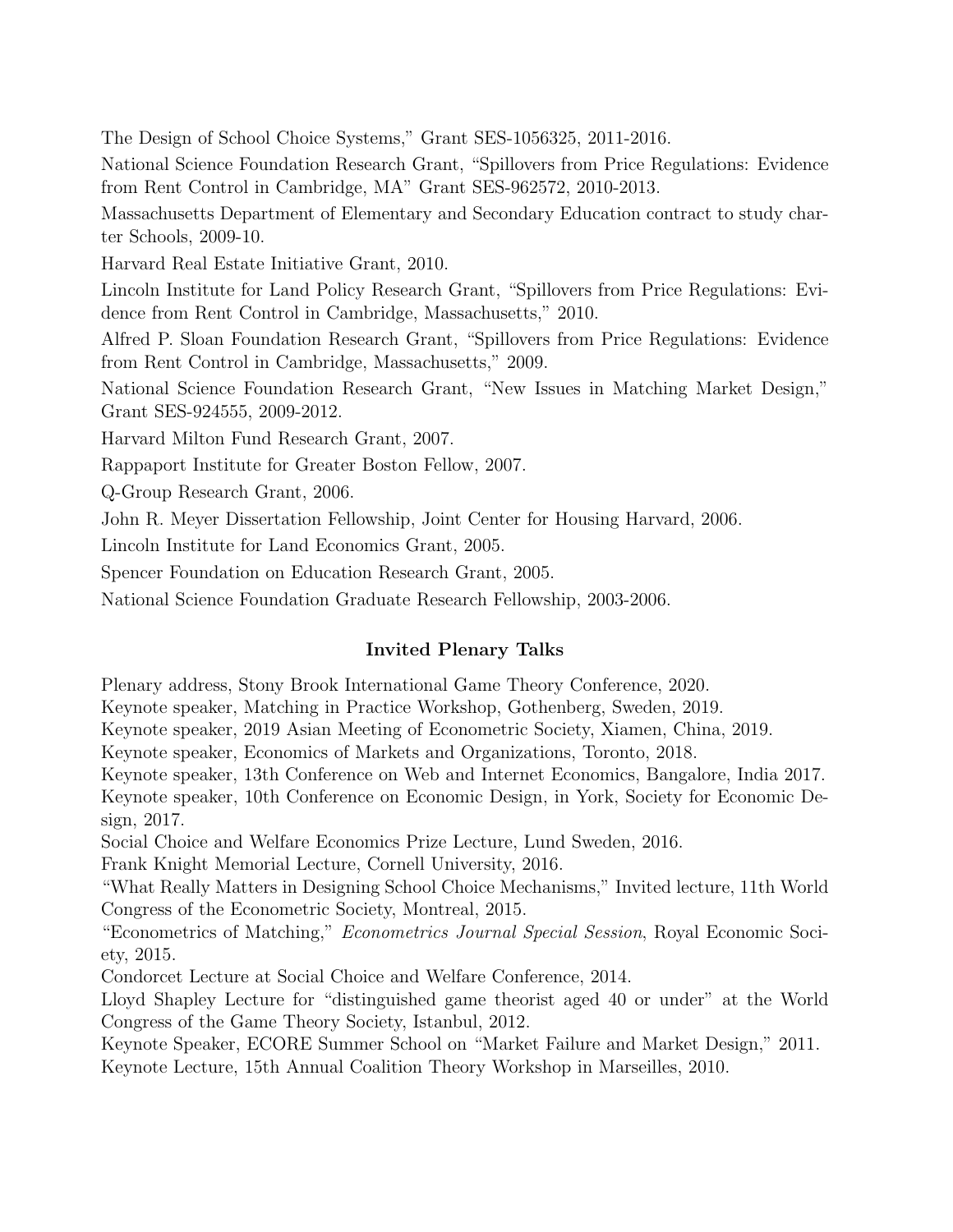The Design of School Choice Systems," Grant SES-1056325, 2011-2016.

National Science Foundation Research Grant, "Spillovers from Price Regulations: Evidence from Rent Control in Cambridge, MA" Grant SES-962572, 2010-2013.

Massachusetts Department of Elementary and Secondary Education contract to study charter Schools, 2009-10.

Harvard Real Estate Initiative Grant, 2010.

Lincoln Institute for Land Policy Research Grant, "Spillovers from Price Regulations: Evidence from Rent Control in Cambridge, Massachusetts," 2010.

Alfred P. Sloan Foundation Research Grant, "Spillovers from Price Regulations: Evidence from Rent Control in Cambridge, Massachusetts," 2009.

National Science Foundation Research Grant, "New Issues in Matching Market Design," Grant SES-924555, 2009-2012.

Harvard Milton Fund Research Grant, 2007.

Rappaport Institute for Greater Boston Fellow, 2007.

Q-Group Research Grant, 2006.

John R. Meyer Dissertation Fellowship, Joint Center for Housing Harvard, 2006.

Lincoln Institute for Land Economics Grant, 2005.

Spencer Foundation on Education Research Grant, 2005.

National Science Foundation Graduate Research Fellowship, 2003-2006.

## Invited Plenary Talks

Plenary address, Stony Brook International Game Theory Conference, 2020.

Keynote speaker, Matching in Practice Workshop, Gothenberg, Sweden, 2019.

Keynote speaker, 2019 Asian Meeting of Econometric Society, Xiamen, China, 2019.

Keynote speaker, Economics of Markets and Organizations, Toronto, 2018.

Keynote speaker, 13th Conference on Web and Internet Economics, Bangalore, India 2017.

Keynote speaker, 10th Conference on Economic Design, in York, Society for Economic Design, 2017.

Social Choice and Welfare Economics Prize Lecture, Lund Sweden, 2016.

Frank Knight Memorial Lecture, Cornell University, 2016.

"What Really Matters in Designing School Choice Mechanisms," Invited lecture, 11th World Congress of the Econometric Society, Montreal, 2015.

"Econometrics of Matching," *Econometrics Journal Special Session*, Royal Economic Society, 2015.

Condorcet Lecture at Social Choice and Welfare Conference, 2014.

Lloyd Shapley Lecture for "distinguished game theorist aged 40 or under" at the World Congress of the Game Theory Society, Istanbul, 2012.

Keynote Speaker, ECORE Summer School on "Market Failure and Market Design," 2011.

Keynote Lecture, 15th Annual Coalition Theory Workshop in Marseilles, 2010.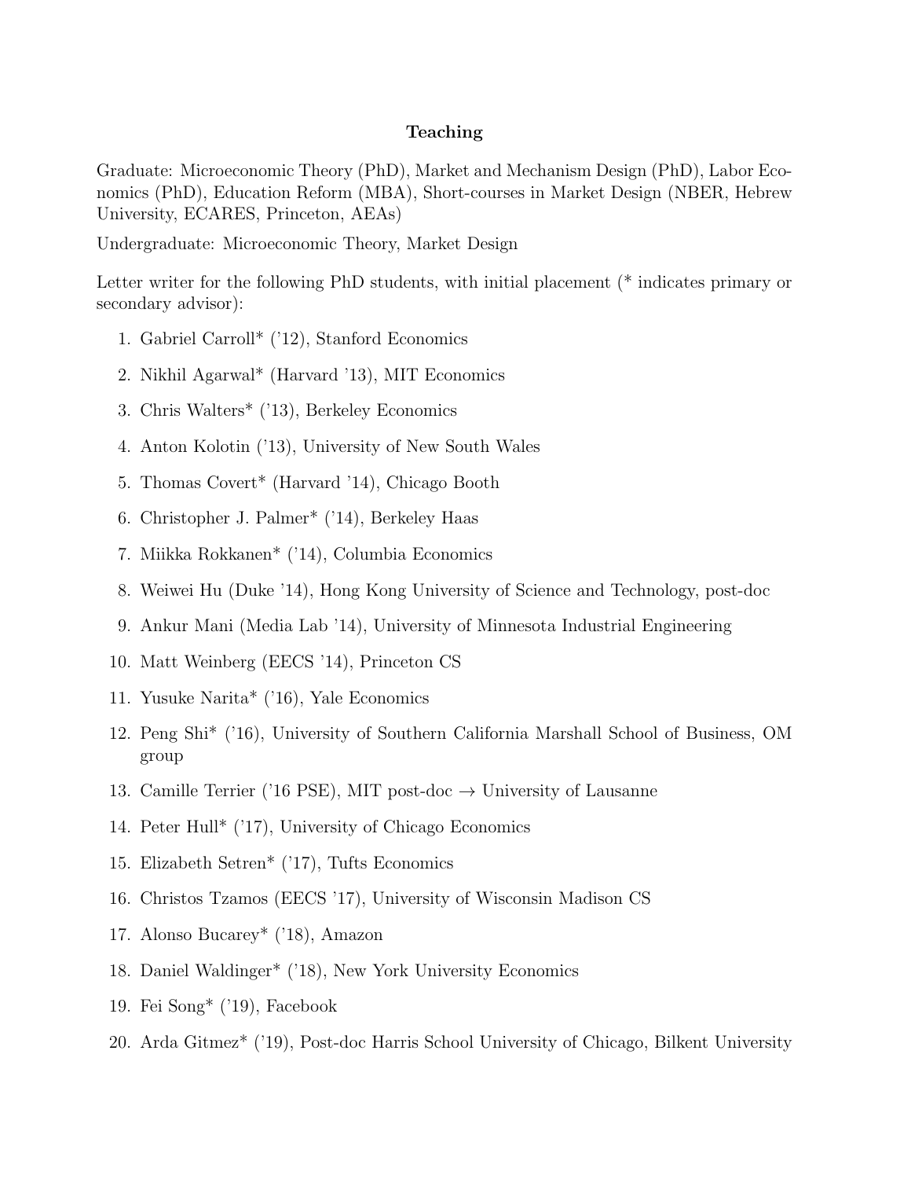## Teaching

Graduate: Microeconomic Theory (PhD), Market and Mechanism Design (PhD), Labor Economics (PhD), Education Reform (MBA), Short-courses in Market Design (NBER, Hebrew University, ECARES, Princeton, AEAs)

Undergraduate: Microeconomic Theory, Market Design

Letter writer for the following PhD students, with initial placement (* indicates primary or secondary advisor):

1. Gabriel Carroll* ('12), Stanford Economics
2. Nikhil Agarwal* (Harvard '13), MIT Economics
3. Chris Walters* ('13), Berkeley Economics
4. Anton Kolotin ('13), University of New South Wales
5. Thomas Covert* (Harvard '14), Chicago Booth
6. Christopher J. Palmer* ('14), Berkeley Haas
7. Miikka Rokkanen* ('14), Columbia Economics
8. Weiwei Hu (Duke '14), Hong Kong University of Science and Technology, post-doc
9. Ankur Mani (Media Lab '14), University of Minnesota Industrial Engineering
10. Matt Weinberg (EECS '14), Princeton CS
11. Yusuke Narita* ('16), Yale Economics
12. Peng Shi* ('16), University of Southern California Marshall School of Business, OM group
13. Camille Terrier ('16 PSE), MIT post-doc → University of Lausanne
14. Peter Hull* ('17), University of Chicago Economics
15. Elizabeth Setren* ('17), Tufts Economics
16. Christos Tzamos (EECS '17), University of Wisconsin Madison CS
17. Alonso Bucarey* ('18), Amazon
18. Daniel Waldinger* ('18), New York University Economics
19. Fei Song* ('19), Facebook
20. Arda Gitmez* ('19), Post-doc Harris School University of Chicago, Bilkent University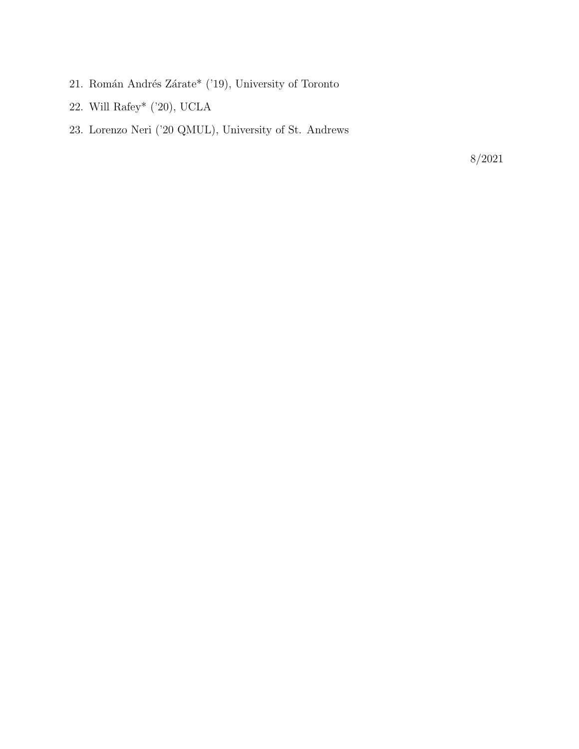21. Román Andrés Zárate* ('19), University of Toronto
22. Will Rafey* ('20), UCLA
23. Lorenzo Neri ('20 QMUL), University of St. Andrews

8/2021